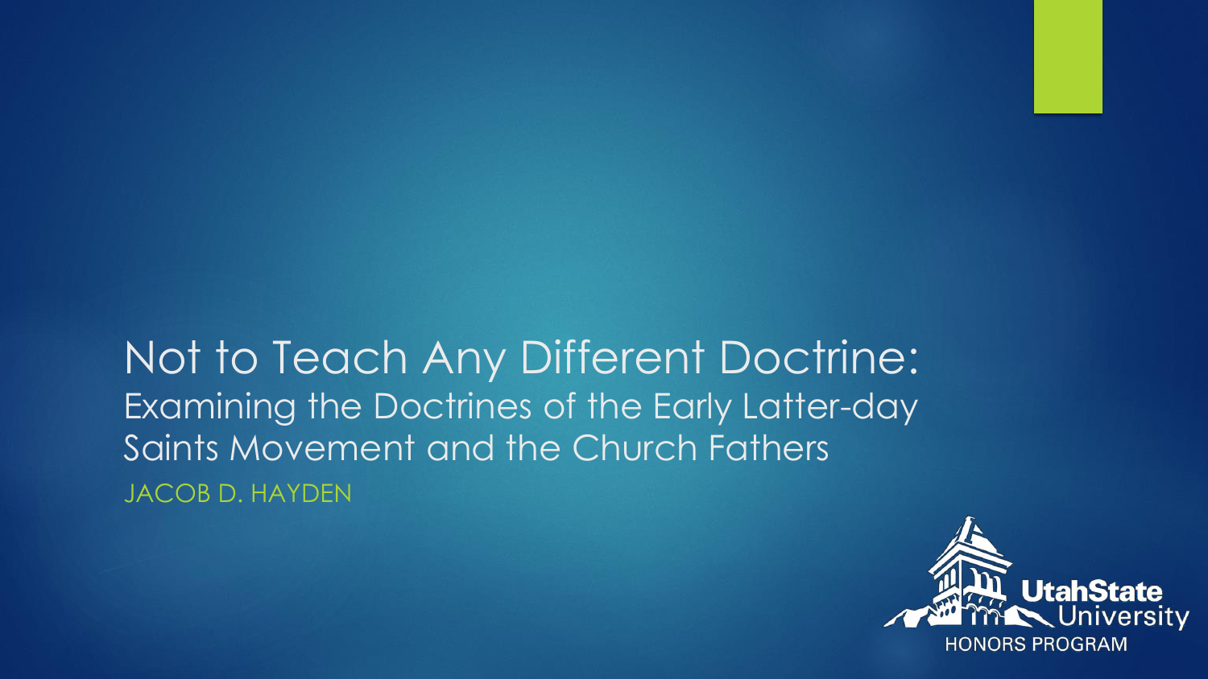# Not to Teach Any Different Doctrine:

## Examining the Doctrines of the Early Latter-day Saints Movement and the Church Fathers

JACOB D. HAYDEN

Utah State University
HONORS PROGRAM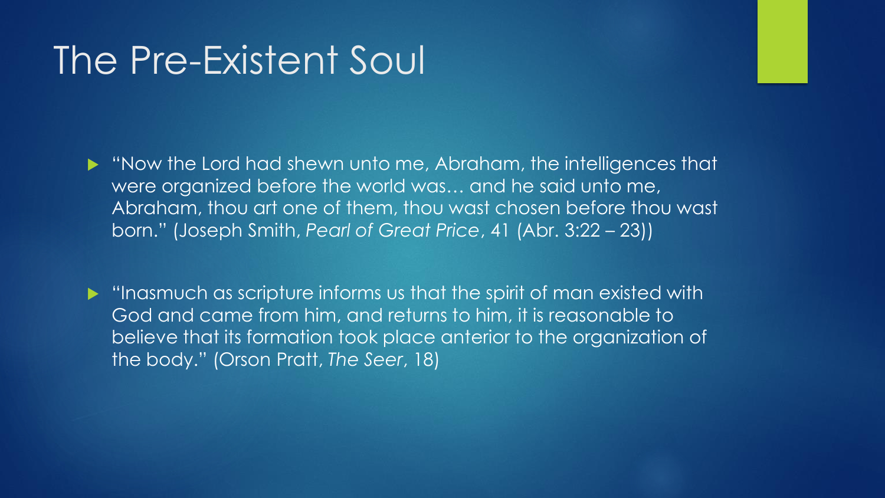# The Pre-Existent Soul

- "Now the Lord had shewn unto me, Abraham, the intelligences that were organized before the world was… and he said unto me, Abraham, thou art one of them, thou wast chosen before thou wast born." (Joseph Smith, *Pearl of Great Price*, 41 (Abr. 3:22 – 23))

- "Inasmuch as scripture informs us that the spirit of man existed with God and came from him, and returns to him, it is reasonable to believe that its formation took place anterior to the organization of the body." (Orson Pratt, *The Seer*, 18)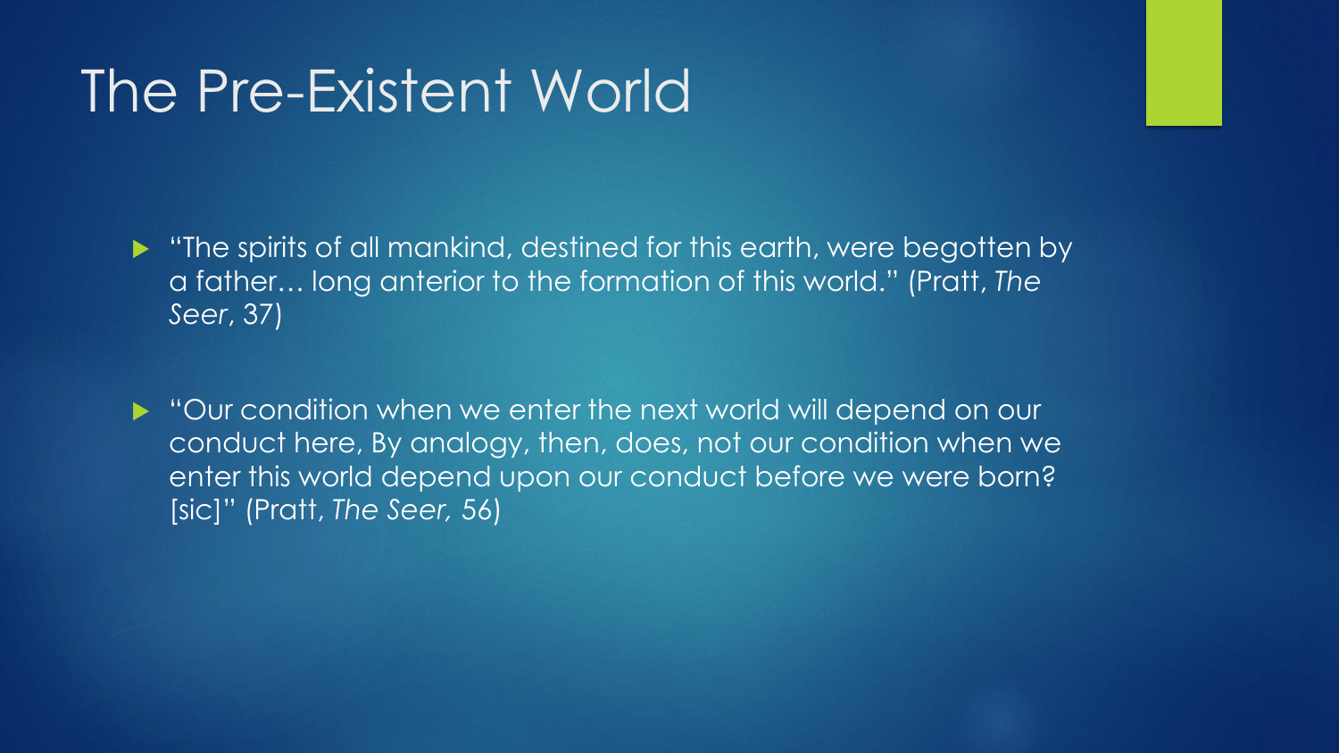# The Pre-Existent World

- "The spirits of all mankind, destined for this earth, were begotten by a father… long anterior to the formation of this world." (Pratt, *The Seer*, 37)

- "Our condition when we enter the next world will depend on our conduct here, By analogy, then, does, not our condition when we enter this world depend upon our conduct before we were born? [sic]" (Pratt, *The Seer,* 56)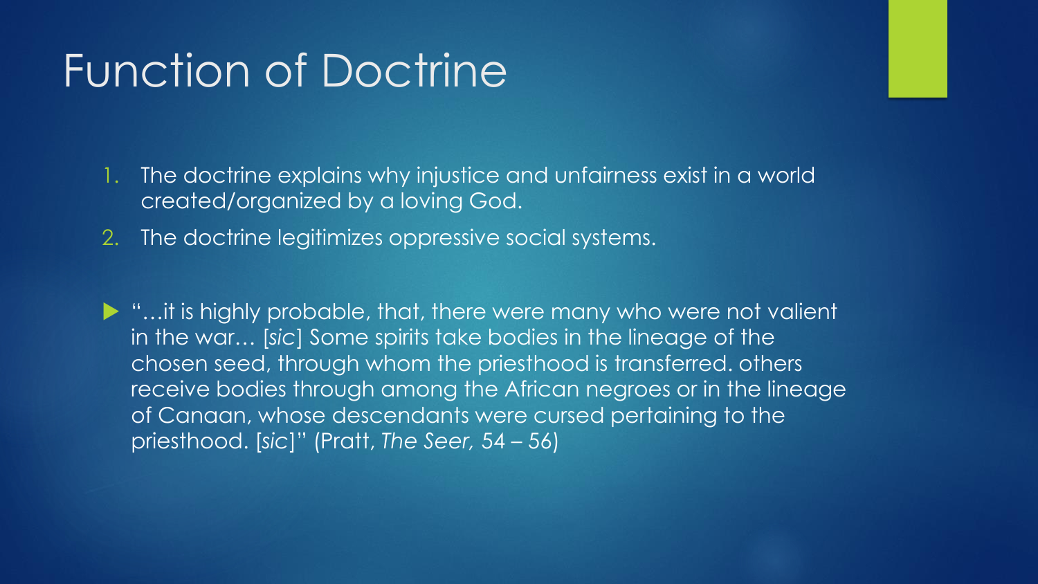# Function of Doctrine

1. The doctrine explains why injustice and unfairness exist in a world created/organized by a loving God.
2. The doctrine legitimizes oppressive social systems.

- "…it is highly probable, that, there were many who were not valient in the war… [*sic*] Some spirits take bodies in the lineage of the chosen seed, through whom the priesthood is transferred. others receive bodies through among the African negroes or in the lineage of Canaan, whose descendants were cursed pertaining to the priesthood. [*sic*]" (Pratt, *The Seer,* 54 – 56)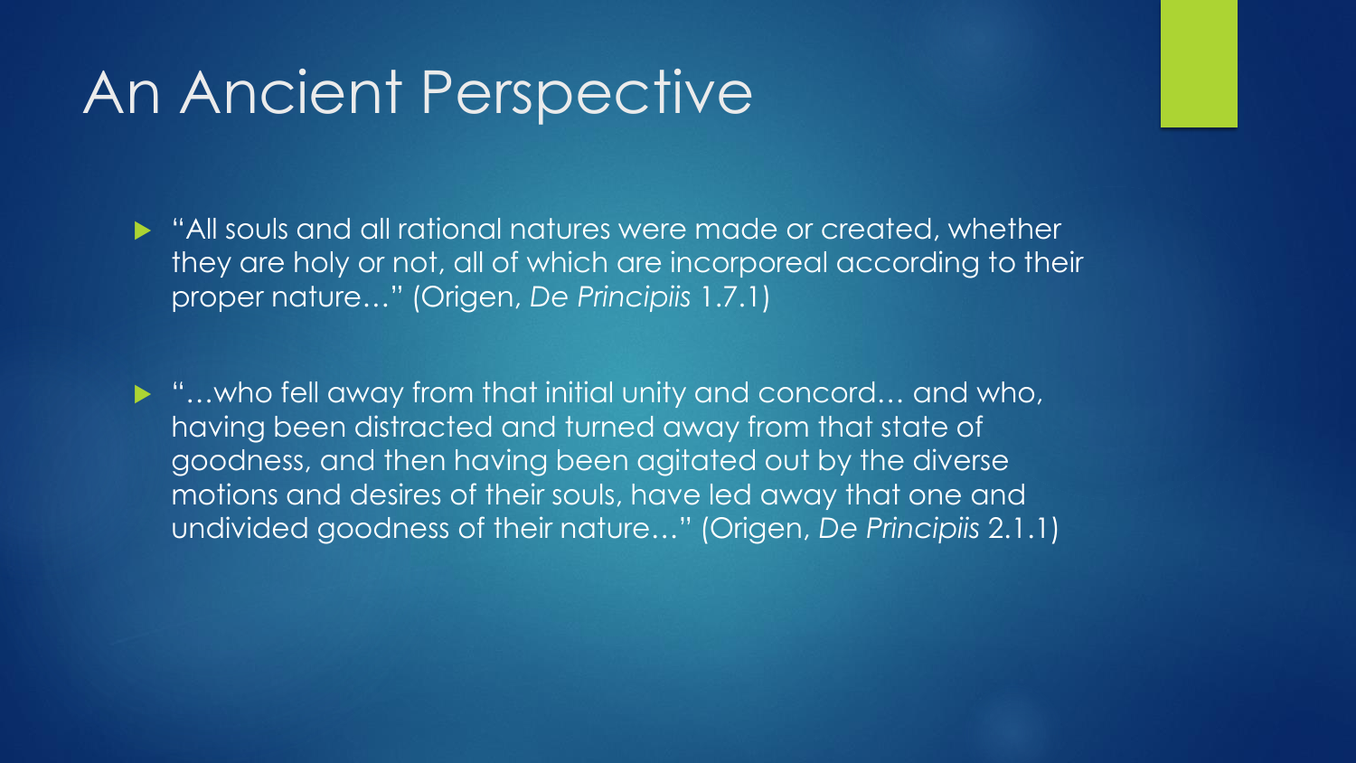# An Ancient Perspective

- "All souls and all rational natures were made or created, whether they are holy or not, all of which are incorporeal according to their proper nature…" (Origen, *De Principiis* 1.7.1)

- "…who fell away from that initial unity and concord… and who, having been distracted and turned away from that state of goodness, and then having been agitated out by the diverse motions and desires of their souls, have led away that one and undivided goodness of their nature…" (Origen, *De Principiis* 2.1.1)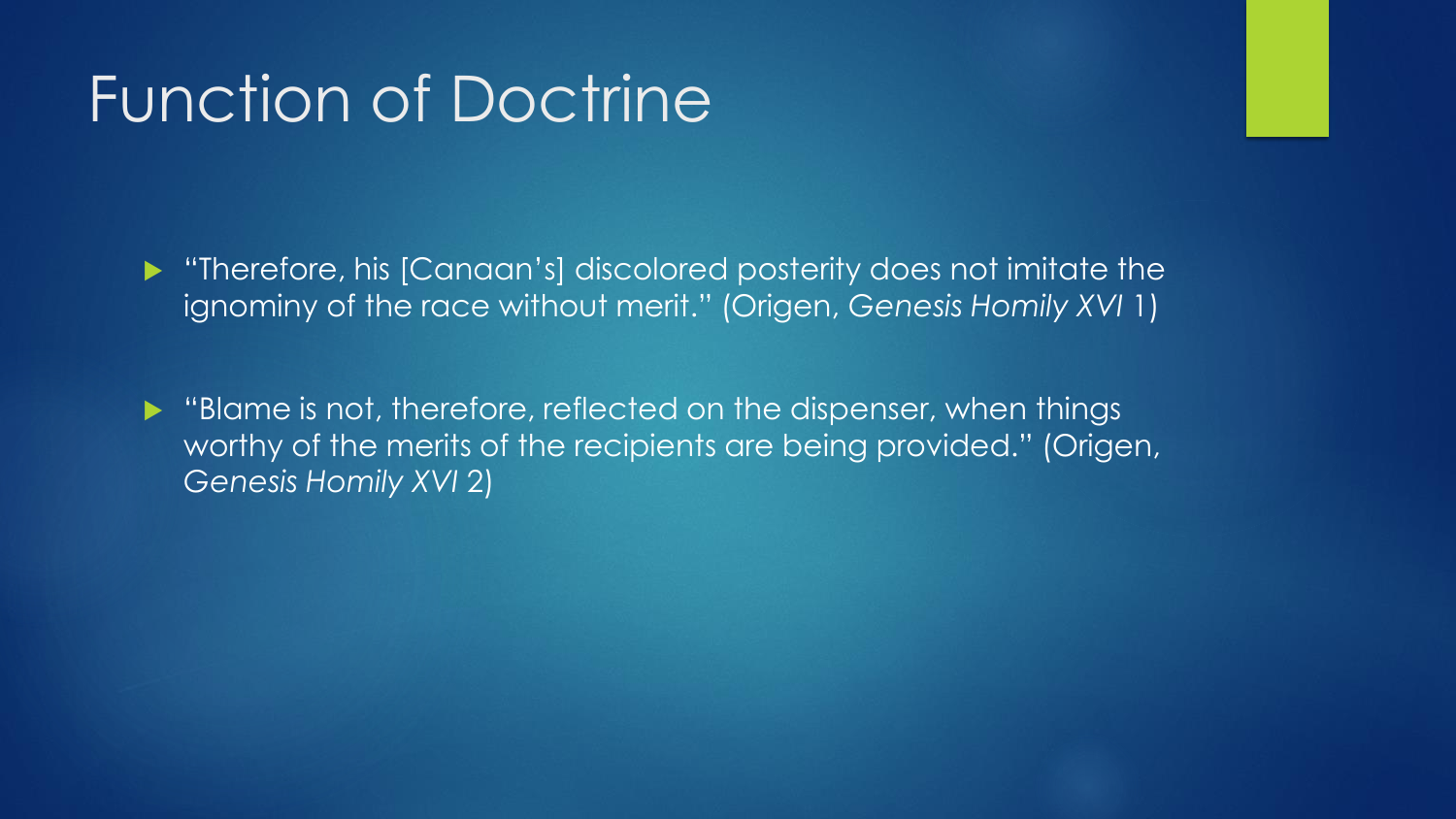# Function of Doctrine

- "Therefore, his [Canaan's] discolored posterity does not imitate the ignominy of the race without merit." (Origen, *Genesis Homily XVI* 1)

- "Blame is not, therefore, reflected on the dispenser, when things worthy of the merits of the recipients are being provided." (Origen, *Genesis Homily XVI* 2)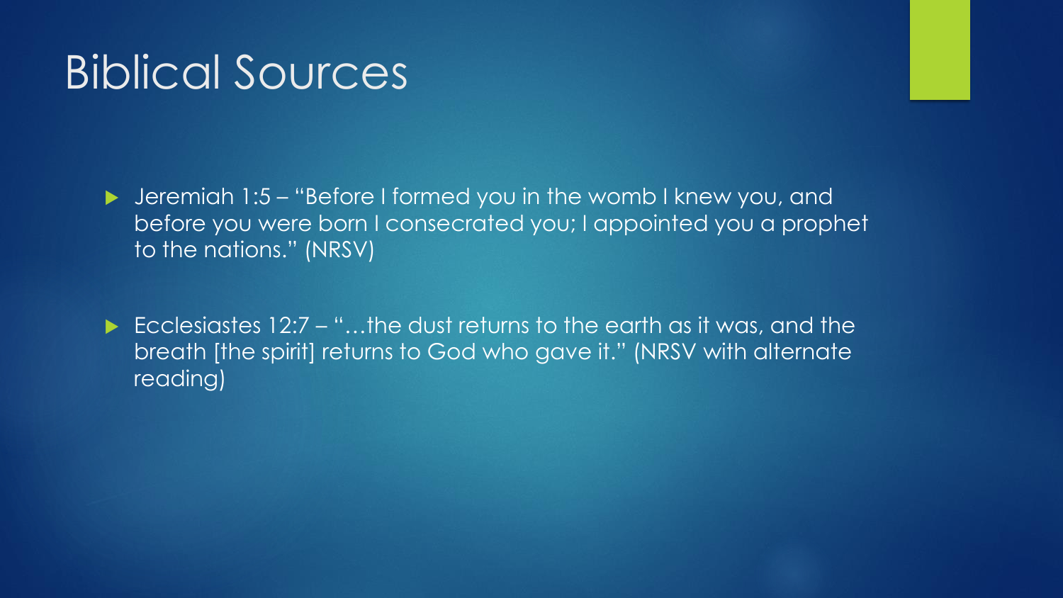# Biblical Sources

- Jeremiah 1:5 – "Before I formed you in the womb I knew you, and before you were born I consecrated you; I appointed you a prophet to the nations." (NRSV)

- Ecclesiastes 12:7 – "…the dust returns to the earth as it was, and the breath [the spirit] returns to God who gave it." (NRSV with alternate reading)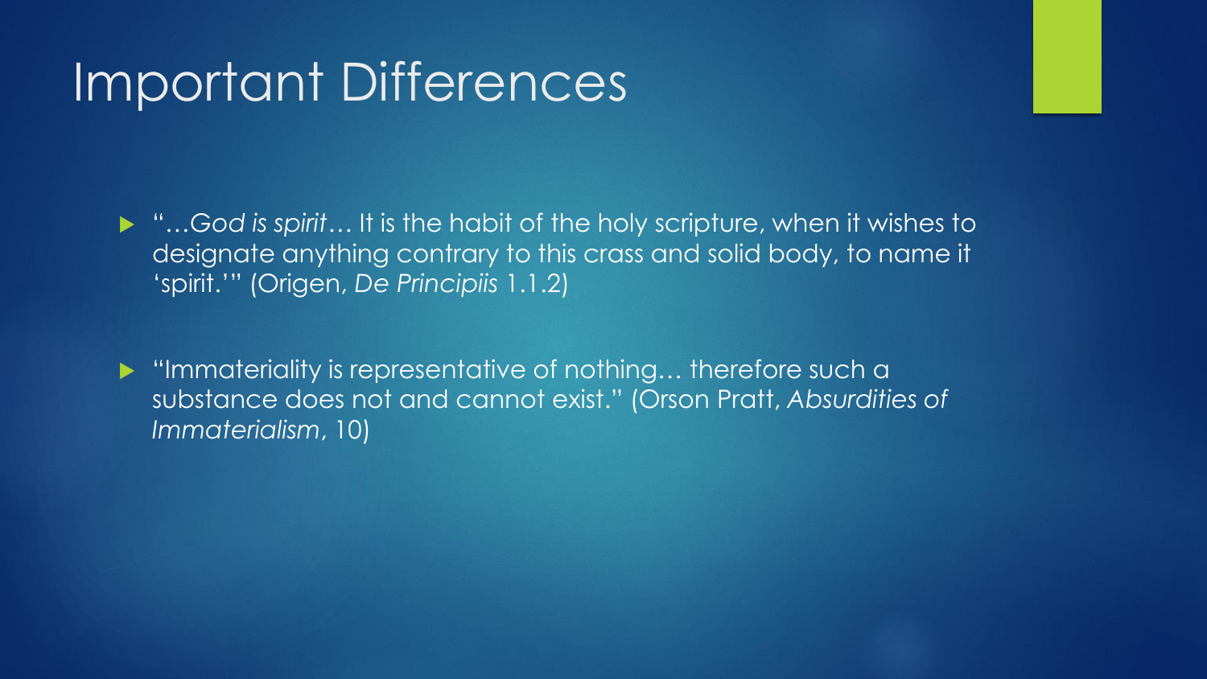# Important Differences

- "*…God is spirit*… It is the habit of the holy scripture, when it wishes to designate anything contrary to this crass and solid body, to name it 'spirit.'" (Origen, *De Principiis* 1.1.2)

- "Immateriality is representative of nothing… therefore such a substance does not and cannot exist." (Orson Pratt, *Absurdities of Immaterialism*, 10)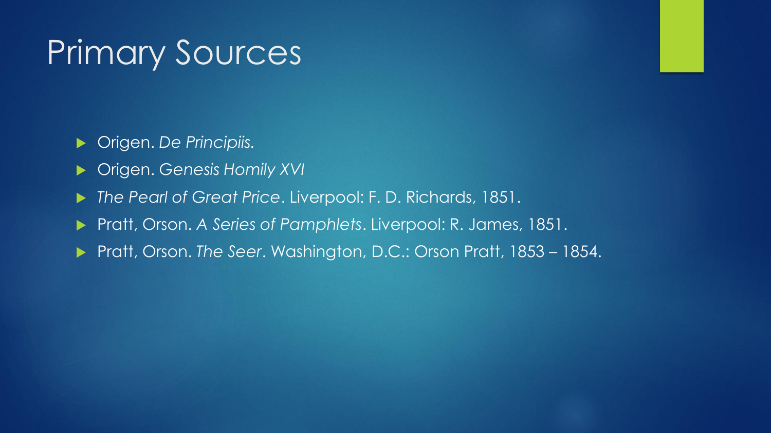# Primary Sources

- Origen. *De Principiis.*
- Origen. *Genesis Homily XVI*
- *The Pearl of Great Price*. Liverpool: F. D. Richards, 1851.
- Pratt, Orson. *A Series of Pamphlets*. Liverpool: R. James, 1851.
- Pratt, Orson. *The Seer*. Washington, D.C.: Orson Pratt, 1853 – 1854.